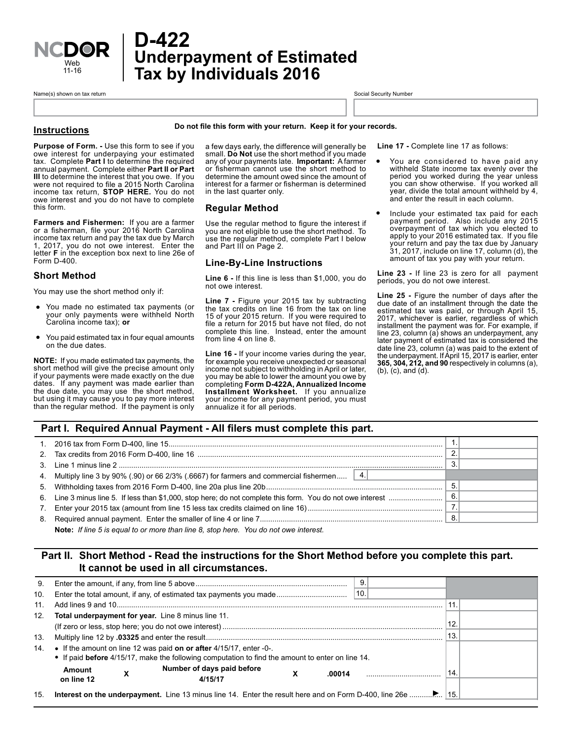# D-422 Underpayment of Estimated Tax by Individuals 2016

NCDOR Web 11-16

| Name(s) shown on tax return | Social Security Number |
|---|---|
| | |

## Instructions

**Do not file this form with your return. Keep it for your records.**

**Purpose of Form. -** Use this form to see if you owe interest for underpaying your estimated tax. Complete **Part I** to determine the required annual payment. Complete either **Part II or Part III** to determine the interest that you owe. If you were not required to file a 2015 North Carolina income tax return, **STOP HERE.** You do not owe interest and you do not have to complete this form.

**Farmers and Fishermen:** If you are a farmer or a fisherman, file your 2016 North Carolina income tax return and pay the tax due by March 1, 2017, you do not owe interest. Enter the letter **F** in the exception box next to line 26e of Form D-400.

### Short Method

You may use the short method only if:

- You made no estimated tax payments (or your only payments were withheld North Carolina income tax); **or**
- You paid estimated tax in four equal amounts on the due dates.

**NOTE:** If you made estimated tax payments, the short method will give the precise amount only if your payments were made exactly on the due dates. If any payment was made earlier than the due date, you may use the short method, but using it may cause you to pay more interest than the regular method. If the payment is only a few days early, the difference will generally be small. **Do Not** use the short method if you made any of your payments late. **Important:** A farmer or fisherman cannot use the short method to determine the amount owed since the amount of interest for a farmer or fisherman is determined in the last quarter only.

### Regular Method

Use the regular method to figure the interest if you are not eligible to use the short method. To use the regular method, complete Part I below and Part III on Page 2.

### Line-By-Line Instructions

**Line 6 -** If this line is less than $1,000, you do not owe interest.

**Line 7 -** Figure your 2015 tax by subtracting the tax credits on line 16 from the tax on line 15 of your 2015 return. If you were required to file a return for 2015 but have not filed, do not complete this line. Instead, enter the amount from line 4 on line 8.

**Line 16 -** If your income varies during the year, for example you receive unexpected or seasonal income not subject to withholding in April or later, you may be able to lower the amount you owe by completing **Form D-422A, Annualized Income Installment Worksheet.** If you annualize your income for any payment period, you must annualize it for all periods.

**Line 17 -** Complete line 17 as follows:

- You are considered to have paid any withheld State income tax evenly over the period you worked during the year unless you can show otherwise. If you worked all year, divide the total amount withheld by 4, and enter the result in each column.
- Include your estimated tax paid for each payment period. Also include any 2015 overpayment of tax which you elected to apply to your 2016 estimated tax. If you file your return and pay the tax due by January 31, 2017, include on line 17, column (d), the amount of tax you pay with your return.

**Line 23 -** If line 23 is zero for all payment periods, you do not owe interest.

**Line 25 -** Figure the number of days after the due date of an installment through the date the estimated tax was paid, or through April 15, 2017, whichever is earlier, regardless of which installment the payment was for. For example, if line 23, column (a) shows an underpayment, any later payment of estimated tax is considered the date line 23, column (a) was paid to the extent of the underpayment. If April 15, 2017 is earlier, enter **365, 304, 212, and 90** respectively in columns (a), (b), (c), and (d).

## Part I. Required Annual Payment - All filers must complete this part.

| | | | |
|---|---|---|---|
| 1. | 2016 tax from Form D-400, line 15 | 1. | |
| 2. | Tax credits from 2016 Form D-400, line 16 | 2. | |
| 3. | Line 1 minus line 2 | 3. | |
| 4. | Multiply line 3 by 90% (.90) or 66 2/3% (.6667) for farmers and commercial fishermen ..... 4. | | |
| 5. | Withholding taxes from 2016 Form D-400, line 20a plus line 20b | 5. | |
| 6. | Line 3 minus line 5. If less than $1,000, stop here; do not complete this form. You do not owe interest | 6. | |
| 7. | Enter your 2015 tax (amount from line 15 less tax credits claimed on line 16) | 7. | |
| 8. | Required annual payment. Enter the smaller of line 4 or line 7 | 8. | |

**Note:** *If line 5 is equal to or more than line 8, stop here. You do not owe interest.*

## Part II. Short Method - Read the instructions for the Short Method before you complete this part. It cannot be used in all circumstances.

| | | | |
|---|---|---|---|
| 9. | Enter the amount, if any, from line 5 above ..... 9. | | |
| 10. | Enter the total amount, if any, of estimated tax payments you made ..... 10. | | |
| 11. | Add lines 9 and 10 | 11. | |
| 12. | **Total underpayment for year.** Line 8 minus line 11. (If zero or less, stop here; you do not owe interest) | 12. | |
| 13. | Multiply line 12 by **.03325** and enter the result | 13. | |
| 14. | • If the amount on line 12 was paid **on or after** 4/15/17, enter -0-. • If paid **before** 4/15/17, make the following computation to find the amount to enter on line 14. **Amount on line 12** X **Number of days paid before 4/15/17** X .00014 | 14. | |
| 15. | **Interest on the underpayment.** Line 13 minus line 14. Enter the result here and on Form D-400, line 26e | 15. | |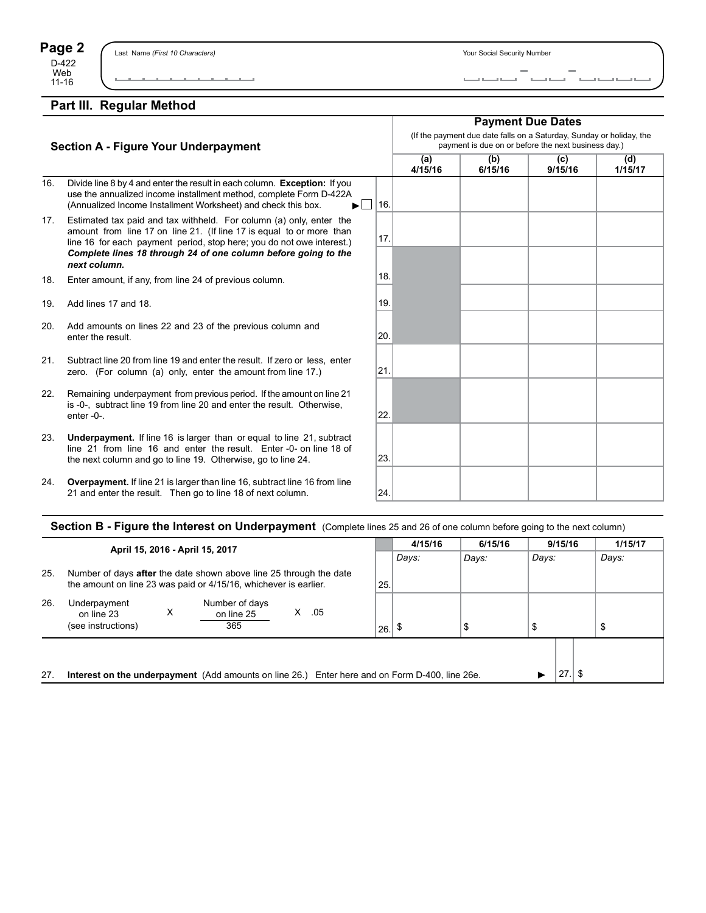Page 2
D-422
Web
11-16

Last Name *(First 10 Characters)*

Your Social Security Number

## Part III. Regular Method

### Section A - Figure Your Underpayment

**Payment Due Dates**

(If the payment due date falls on a Saturday, Sunday or holiday, the payment is due on or before the next business day.)

| | | | (a) 4/15/16 | (b) 6/15/16 | (c) 9/15/16 | (d) 1/15/17 |
|---|---|---|---|---|---|---|
| 16. | Divide line 8 by 4 and enter the result in each column. **Exception:** If you use the annualized income installment method, complete Form D-422A (Annualized Income Installment Worksheet) and check this box. ▶ ☐ | 16. | | | | |
| 17. | Estimated tax paid and tax withheld. For column (a) only, enter the amount from line 17 on line 21. (If line 17 is equal to or more than line 16 for each payment period, stop here; you do not owe interest.) ***Complete lines 18 through 24 of one column before going to the next column.*** | 17. | | | | |
| 18. | Enter amount, if any, from line 24 of previous column. | 18. | | | | |
| 19. | Add lines 17 and 18. | 19. | | | | |
| 20. | Add amounts on lines 22 and 23 of the previous column and enter the result. | 20. | | | | |
| 21. | Subtract line 20 from line 19 and enter the result. If zero or less, enter zero. (For column (a) only, enter the amount from line 17.) | 21. | | | | |
| 22. | Remaining underpayment from previous period. If the amount on line 21 is -0-, subtract line 19 from line 20 and enter the result. Otherwise, enter -0-. | 22. | | | | |
| 23. | **Underpayment.** If line 16 is larger than or equal to line 21, subtract line 21 from line 16 and enter the result. Enter -0- on line 18 of the next column and go to line 19. Otherwise, go to line 24. | 23. | | | | |
| 24. | **Overpayment.** If line 21 is larger than line 16, subtract line 16 from line 21 and enter the result. Then go to line 18 of next column. | 24. | | | | |

### Section B - Figure the Interest on Underpayment (Complete lines 25 and 26 of one column before going to the next column)

| | April 15, 2016 - April 15, 2017 | | 4/15/16 | 6/15/16 | 9/15/16 | 1/15/17 |
|---|---|---|---|---|---|---|
| 25. | Number of days **after** the date shown above line 25 through the date the amount on line 23 was paid or 4/15/16, whichever is earlier. | 25. | *Days:* | *Days:* | *Days:* | *Days:* |
| 26. | Underpayment on line 23 (see instructions) X Number of days on line 25 / 365 X .05 | 26. | $ | $ | $ | $ |

27. **Interest on the underpayment** (Add amounts on line 26.) Enter here and on Form D-400, line 26e. ▶ 27. $